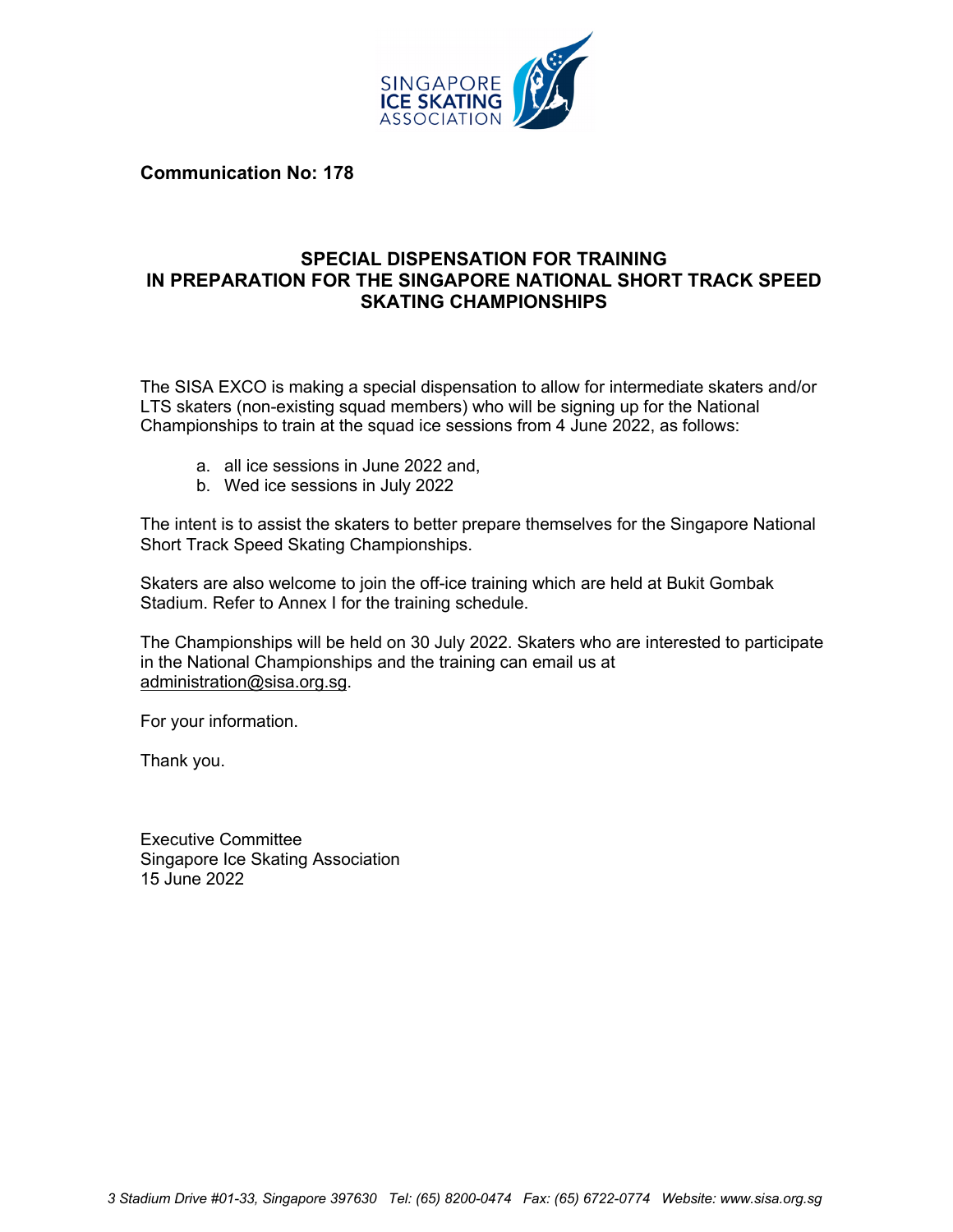SINGAPORE
ICE SKATING
ASSOCIATION

**Communication No: 178**

## SPECIAL DISPENSATION FOR TRAINING IN PREPARATION FOR THE SINGAPORE NATIONAL SHORT TRACK SPEED SKATING CHAMPIONSHIPS

The SISA EXCO is making a special dispensation to allow for intermediate skaters and/or LTS skaters (non-existing squad members) who will be signing up for the National Championships to train at the squad ice sessions from 4 June 2022, as follows:

a. all ice sessions in June 2022 and,
b. Wed ice sessions in July 2022

The intent is to assist the skaters to better prepare themselves for the Singapore National Short Track Speed Skating Championships.

Skaters are also welcome to join the off-ice training which are held at Bukit Gombak Stadium. Refer to Annex I for the training schedule.

The Championships will be held on 30 July 2022. Skaters who are interested to participate in the National Championships and the training can email us at administration@sisa.org.sg.

For your information.

Thank you.

Executive Committee
Singapore Ice Skating Association
15 June 2022

*3 Stadium Drive #01-33, Singapore 397630 Tel: (65) 8200-0474 Fax: (65) 6722-0774 Website: www.sisa.org.sg*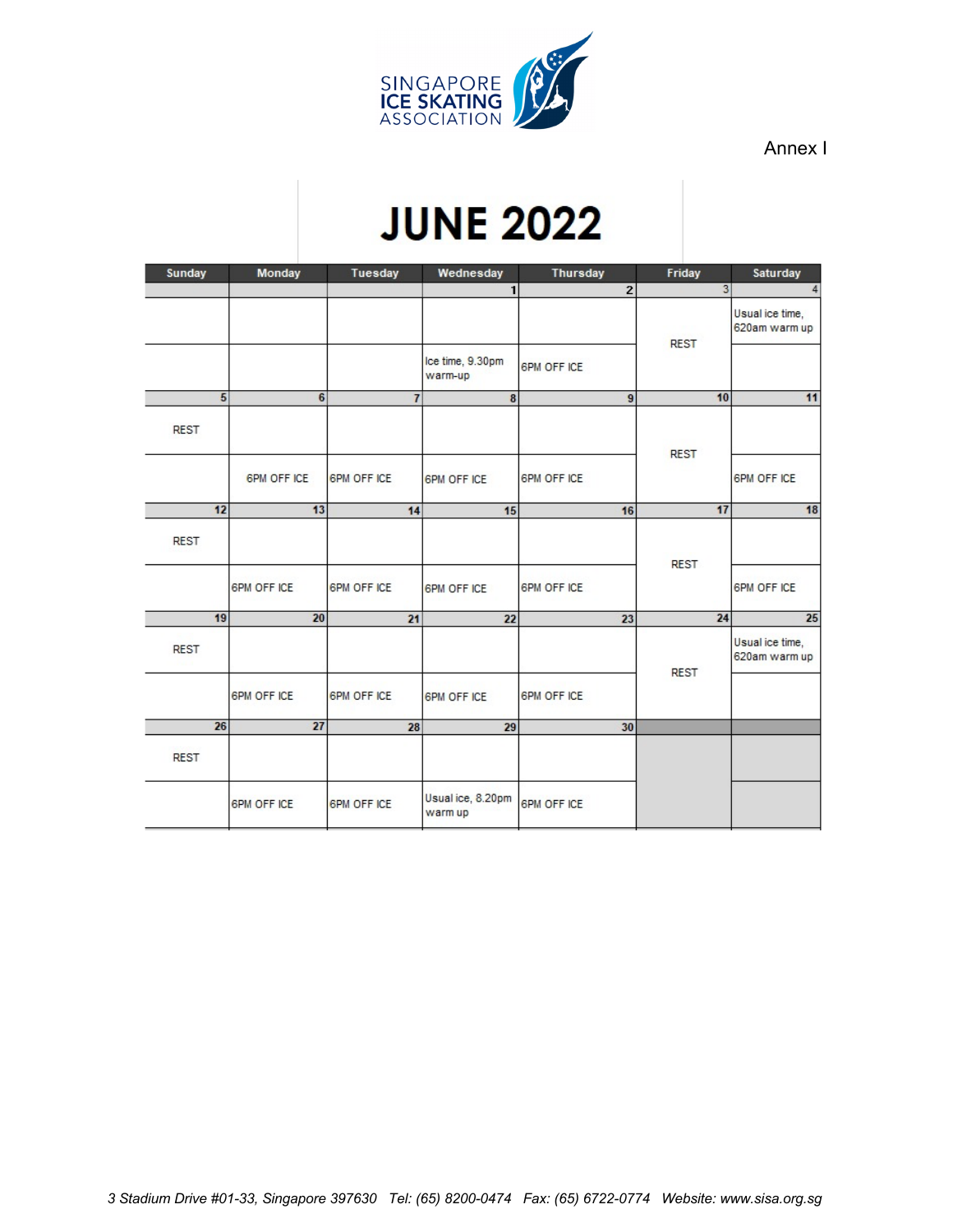SINGAPORE ICE SKATING ASSOCIATION

Annex I

# JUNE 2022

| Sunday | Monday | Tuesday | Wednesday | Thursday | Friday | Saturday |
|---|---|---|---|---|---|---|
| | | | 1 | 2 | 3 | 4 |
| | | | | | REST | Usual ice time, 620am warm up |
| | | | Ice time, 9.30pm warm-up | 6PM OFF ICE | | |
| 5 | 6 | 7 | 8 | 9 | 10 | 11 |
| REST | | | | | REST | |
| | 6PM OFF ICE | 6PM OFF ICE | 6PM OFF ICE | 6PM OFF ICE | | 6PM OFF ICE |
| 12 | 13 | 14 | 15 | 16 | 17 | 18 |
| REST | | | | | REST | |
| | 6PM OFF ICE | 6PM OFF ICE | 6PM OFF ICE | 6PM OFF ICE | | 6PM OFF ICE |
| 19 | 20 | 21 | 22 | 23 | 24 | 25 |
| REST | | | | | REST | Usual ice time, 620am warm up |
| | 6PM OFF ICE | 6PM OFF ICE | 6PM OFF ICE | 6PM OFF ICE | | |
| 26 | 27 | 28 | 29 | 30 | | |
| REST | | | | | | |
| | 6PM OFF ICE | 6PM OFF ICE | Usual ice, 8.20pm warm up | 6PM OFF ICE | | |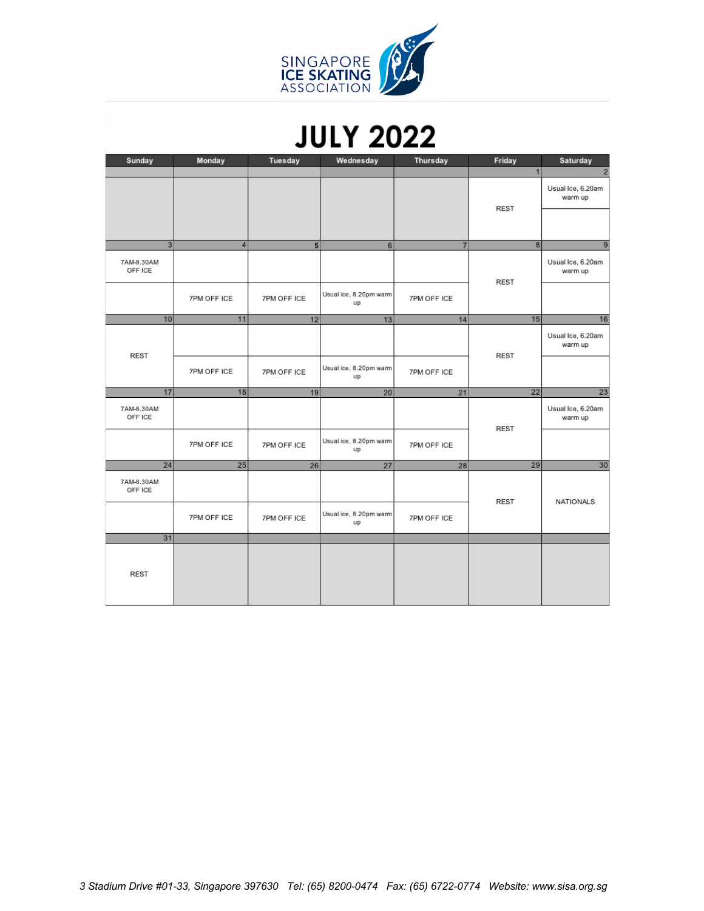SINGAPORE ICE SKATING ASSOCIATION

# JULY 2022

| Sunday | Monday | Tuesday | Wednesday | Thursday | Friday | Saturday |
|---|---|---|---|---|---|---|
| | | | | | 1 | 2 |
| | | | | | REST | Usual Ice, 6.20am warm up |
| 3 | 4 | 5 | 6 | 7 | 8 | 9 |
| 7AM-8.30AM OFF ICE | | | | | REST | Usual Ice, 6.20am warm up |
| | 7PM OFF ICE | 7PM OFF ICE | Usual ice, 8.20pm warm up | 7PM OFF ICE | | |
| 10 | 11 | 12 | 13 | 14 | 15 | 16 |
| REST | | | | | REST | Usual Ice, 6.20am warm up |
| | 7PM OFF ICE | 7PM OFF ICE | Usual ice, 8.20pm warm up | 7PM OFF ICE | | |
| 17 | 18 | 19 | 20 | 21 | 22 | 23 |
| 7AM-8.30AM OFF ICE | | | | | REST | Usual Ice, 6.20am warm up |
| | 7PM OFF ICE | 7PM OFF ICE | Usual ice, 8.20pm warm up | 7PM OFF ICE | | |
| 24 | 25 | 26 | 27 | 28 | 29 | 30 |
| 7AM-8.30AM OFF ICE | | | | | REST | NATIONALS |
| | 7PM OFF ICE | 7PM OFF ICE | Usual ice, 8.20pm warm up | 7PM OFF ICE | | |
| 31 | | | | | | |
| REST | | | | | | |

*3 Stadium Drive #01-33, Singapore 397630 Tel: (65) 8200-0474 Fax: (65) 6722-0774 Website: www.sisa.org.sg*